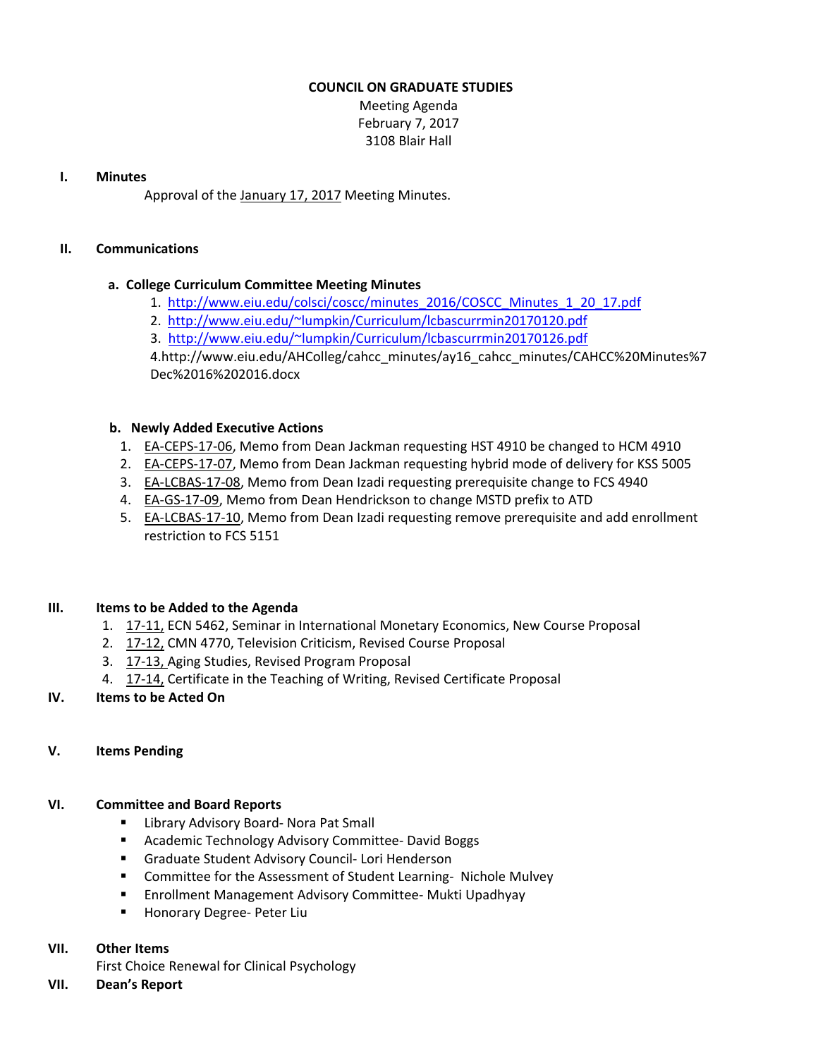# COUNCIL ON GRADUATE STUDIES

Meeting Agenda
February 7, 2017
3108 Blair Hall

**I. Minutes**

Approval of the January 17, 2017 Meeting Minutes.

**II. Communications**

**a. College Curriculum Committee Meeting Minutes**

1. http://www.eiu.edu/colsci/coscc/minutes_2016/COSCC_Minutes_1_20_17.pdf
2. http://www.eiu.edu/~lumpkin/Curriculum/lcbascurrmin20170120.pdf
3. http://www.eiu.edu/~lumpkin/Curriculum/lcbascurrmin20170126.pdf
4. http://www.eiu.edu/AHColleg/cahcc_minutes/ay16_cahcc_minutes/CAHCC%20Minutes%7Dec%2016%202016.docx

**b. Newly Added Executive Actions**

1. EA-CEPS-17-06, Memo from Dean Jackman requesting HST 4910 be changed to HCM 4910
2. EA-CEPS-17-07, Memo from Dean Jackman requesting hybrid mode of delivery for KSS 5005
3. EA-LCBAS-17-08, Memo from Dean Izadi requesting prerequisite change to FCS 4940
4. EA-GS-17-09, Memo from Dean Hendrickson to change MSTD prefix to ATD
5. EA-LCBAS-17-10, Memo from Dean Izadi requesting remove prerequisite and add enrollment restriction to FCS 5151

**III. Items to be Added to the Agenda**

1. 17-11, ECN 5462, Seminar in International Monetary Economics, New Course Proposal
2. 17-12, CMN 4770, Television Criticism, Revised Course Proposal
3. 17-13, Aging Studies, Revised Program Proposal
4. 17-14, Certificate in the Teaching of Writing, Revised Certificate Proposal

**IV. Items to be Acted On**

**V. Items Pending**

**VI. Committee and Board Reports**

- Library Advisory Board- Nora Pat Small
- Academic Technology Advisory Committee- David Boggs
- Graduate Student Advisory Council- Lori Henderson
- Committee for the Assessment of Student Learning- Nichole Mulvey
- Enrollment Management Advisory Committee- Mukti Upadhyay
- Honorary Degree- Peter Liu

**VII. Other Items**

First Choice Renewal for Clinical Psychology

**VII. Dean's Report**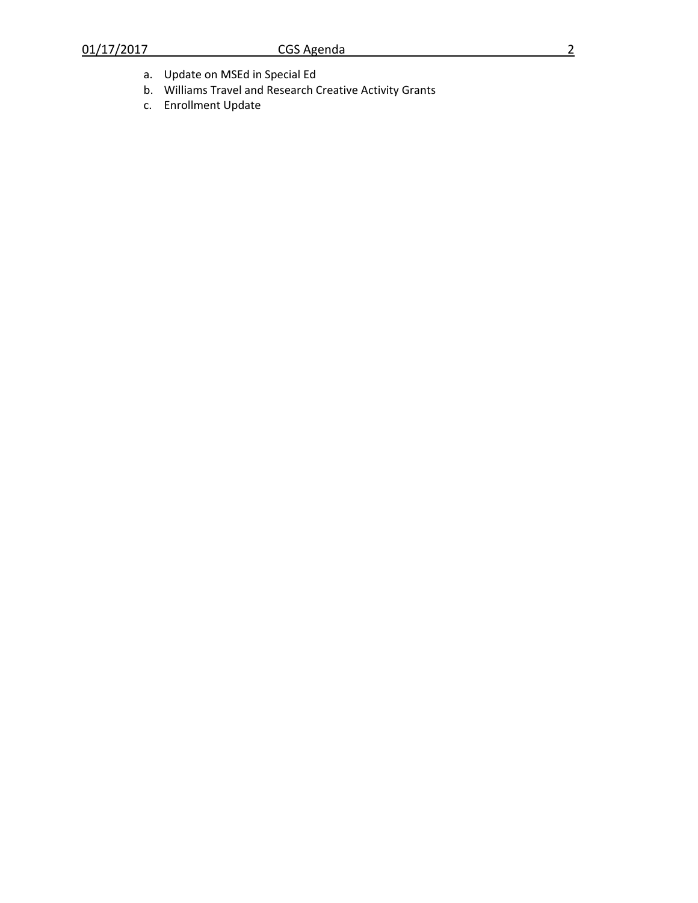a. Update on MSEd in Special Ed
b. Williams Travel and Research Creative Activity Grants
c. Enrollment Update